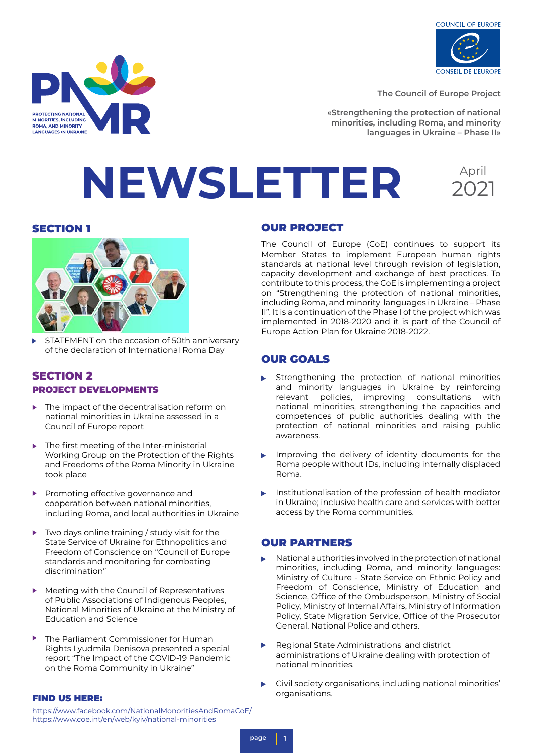COUNCIL OF EUROPE

CONSEIL DE L'EUROPE

PROTECTING NATIONAL MINORITIES, INCLUDING ROMA, AND MINORITY LANGUAGES IN UKRAINE

The Council of Europe Project

«Strengthening the protection of national minorities, including Roma, and minority languages in Ukraine – Phase II»

# NEWSLETTER

April 2021

## SECTION 1

- STATEMENT on the occasion of 50th anniversary of the declaration of International Roma Day

## SECTION 2

### PROJECT DEVELOPMENTS

- The impact of the decentralisation reform on national minorities in Ukraine assessed in a Council of Europe report
- The first meeting of the Inter-ministerial Working Group on the Protection of the Rights and Freedoms of the Roma Minority in Ukraine took place
- Promoting effective governance and cooperation between national minorities, including Roma, and local authorities in Ukraine
- Two days online training / study visit for the State Service of Ukraine for Ethnopolitics and Freedom of Conscience on "Council of Europe standards and monitoring for combating discrimination"
- Meeting with the Council of Representatives of Public Associations of Indigenous Peoples, National Minorities of Ukraine at the Ministry of Education and Science
- The Parliament Commissioner for Human Rights Lyudmila Denisova presented a special report "The Impact of the COVID-19 Pandemic on the Roma Community in Ukraine"

## OUR PROJECT

The Council of Europe (CoE) continues to support its Member States to implement European human rights standards at national level through revision of legislation, capacity development and exchange of best practices. To contribute to this process, the CoE is implementing a project on "Strengthening the protection of national minorities, including Roma, and minority languages in Ukraine – Phase II". It is a continuation of the Phase I of the project which was implemented in 2018-2020 and it is part of the Council of Europe Action Plan for Ukraine 2018-2022.

## OUR GOALS

- Strengthening the protection of national minorities and minority languages in Ukraine by reinforcing relevant policies, improving consultations with national minorities, strengthening the capacities and competences of public authorities dealing with the protection of national minorities and raising public awareness.
- Improving the delivery of identity documents for the Roma people without IDs, including internally displaced Roma.
- Institutionalisation of the profession of health mediator in Ukraine; inclusive health care and services with better access by the Roma communities.

## OUR PARTNERS

- National authorities involved in the protection of national minorities, including Roma, and minority languages: Ministry of Culture - State Service on Ethnic Policy and Freedom of Conscience, Ministry of Education and Science, Office of the Ombudsperson, Ministry of Social Policy, Ministry of Internal Affairs, Ministry of Information Policy, State Migration Service, Office of the Prosecutor General, National Police and others.
- Regional State Administrations and district administrations of Ukraine dealing with protection of national minorities.
- Civil society organisations, including national minorities' organisations.

## FIND US HERE:

https://www.facebook.com/NationalMonoritiesAndRomaCoE/
https://www.coe.int/en/web/kyiv/national-minorities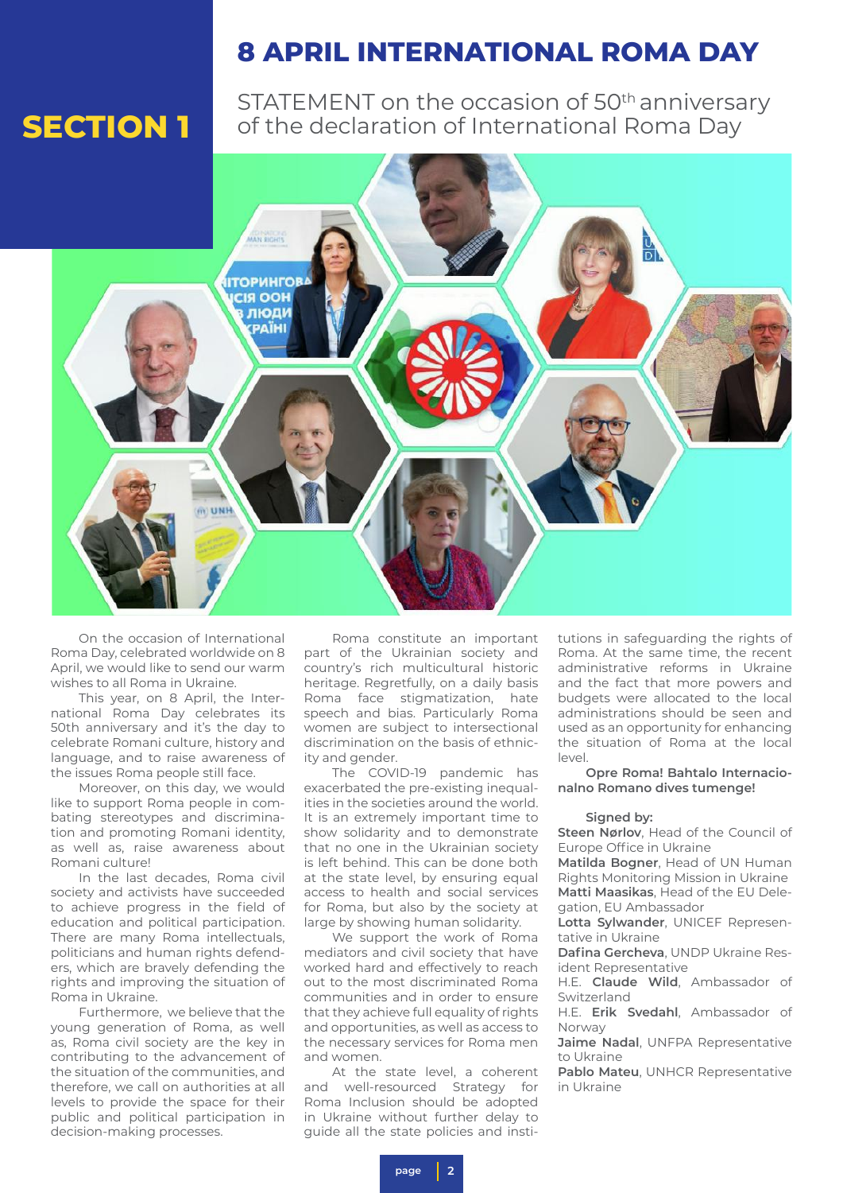# SECTION 1

## 8 APRIL INTERNATIONAL ROMA DAY

STATEMENT on the occasion of 50th anniversary of the declaration of International Roma Day

On the occasion of International Roma Day, celebrated worldwide on 8 April, we would like to send our warm wishes to all Roma in Ukraine.

This year, on 8 April, the International Roma Day celebrates its 50th anniversary and it's the day to celebrate Romani culture, history and language, and to raise awareness of the issues Roma people still face.

Moreover, on this day, we would like to support Roma people in combating stereotypes and discrimination and promoting Romani identity, as well as, raise awareness about Romani culture!

In the last decades, Roma civil society and activists have succeeded to achieve progress in the field of education and political participation. There are many Roma intellectuals, politicians and human rights defenders, which are bravely defending the rights and improving the situation of Roma in Ukraine.

Furthermore, we believe that the young generation of Roma, as well as, Roma civil society are the key in contributing to the advancement of the situation of the communities, and therefore, we call on authorities at all levels to provide the space for their public and political participation in decision-making processes.

Roma constitute an important part of the Ukrainian society and country's rich multicultural historic heritage. Regretfully, on a daily basis Roma face stigmatization, hate speech and bias. Particularly Roma women are subject to intersectional discrimination on the basis of ethnicity and gender.

The COVID-19 pandemic has exacerbated the pre-existing inequalities in the societies around the world. It is an extremely important time to show solidarity and to demonstrate that no one in the Ukrainian society is left behind. This can be done both at the state level, by ensuring equal access to health and social services for Roma, but also by the society at large by showing human solidarity.

We support the work of Roma mediators and civil society that have worked hard and effectively to reach out to the most discriminated Roma communities and in order to ensure that they achieve full equality of rights and opportunities, as well as access to the necessary services for Roma men and women.

At the state level, a coherent and well-resourced Strategy for Roma Inclusion should be adopted in Ukraine without further delay to guide all the state policies and institutions in safeguarding the rights of Roma. At the same time, the recent administrative reforms in Ukraine and the fact that more powers and budgets were allocated to the local administrations should be seen and used as an opportunity for enhancing the situation of Roma at the local level.

**Opre Roma! Bahtalo Internacionalno Romano dives tumenge!**

**Signed by:**

**Steen Nørlov**, Head of the Council of Europe Office in Ukraine

**Matilda Bogner**, Head of UN Human Rights Monitoring Mission in Ukraine

**Matti Maasikas**, Head of the EU Delegation, EU Ambassador

**Lotta Sylwander**, UNICEF Representative in Ukraine

**Dafina Gercheva**, UNDP Ukraine Resident Representative

H.E. **Claude Wild**, Ambassador of Switzerland

H.E. **Erik Svedahl**, Ambassador of Norway

**Jaime Nadal**, UNFPA Representative to Ukraine

**Pablo Mateu**, UNHCR Representative in Ukraine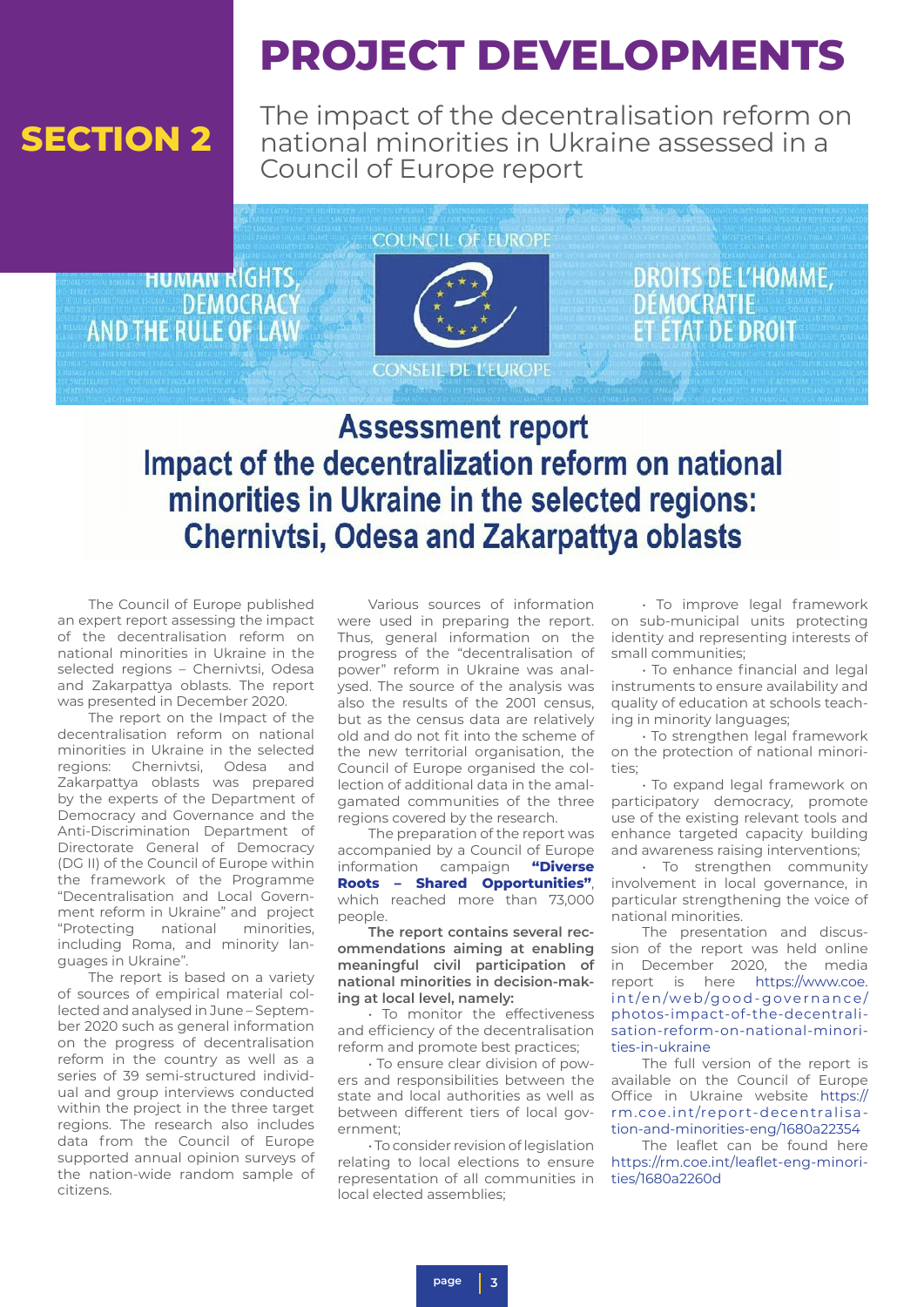# SECTION 2

# PROJECT DEVELOPMENTS

## The impact of the decentralisation reform on national minorities in Ukraine assessed in a Council of Europe report

COUNCIL OF EUROPE

HUMAN RIGHTS, DEMOCRACY AND THE RULE OF LAW

DROITS DE L'HOMME, DÉMOCRATIE ET ÉTAT DE DROIT

CONSEIL DE L'EUROPE

**Assessment report**
**Impact of the decentralization reform on national minorities in Ukraine in the selected regions: Chernivtsi, Odesa and Zakarpattya oblasts**

The Council of Europe published an expert report assessing the impact of the decentralisation reform on national minorities in Ukraine in the selected regions – Chernivtsi, Odesa and Zakarpattya oblasts. The report was presented in December 2020.

The report on the Impact of the decentralisation reform on national minorities in Ukraine in the selected regions: Chernivtsi, Odesa and Zakarpattya oblasts was prepared by the experts of the Department of Democracy and Governance and the Anti-Discrimination Department of Directorate General of Democracy (DG II) of the Council of Europe within the framework of the Programme "Decentralisation and Local Government reform in Ukraine" and project "Protecting national minorities, including Roma, and minority languages in Ukraine".

The report is based on a variety of sources of empirical material collected and analysed in June – September 2020 such as general information on the progress of decentralisation reform in the country as well as a series of 39 semi-structured individual and group interviews conducted within the project in the three target regions. The research also includes data from the Council of Europe supported annual opinion surveys of the nation-wide random sample of citizens.

Various sources of information were used in preparing the report. Thus, general information on the progress of the "decentralisation of power" reform in Ukraine was analysed. The source of the analysis was also the results of the 2001 census, but as the census data are relatively old and do not fit into the scheme of the new territorial organisation, the Council of Europe organised the collection of additional data in the amalgamated communities of the three regions covered by the research.

The preparation of the report was accompanied by a Council of Europe information campaign **"Diverse Roots – Shared Opportunities"**, which reached more than 73,000 people.

**The report contains several recommendations aiming at enabling meaningful civil participation of national minorities in decision-making at local level, namely:**

- To monitor the effectiveness and efficiency of the decentralisation reform and promote best practices;
- To ensure clear division of powers and responsibilities between the state and local authorities as well as between different tiers of local government;
- To consider revision of legislation relating to local elections to ensure representation of all communities in local elected assemblies;
- To improve legal framework on sub-municipal units protecting identity and representing interests of small communities;
- To enhance financial and legal instruments to ensure availability and quality of education at schools teaching in minority languages;
- To strengthen legal framework on the protection of national minorities;
- To expand legal framework on participatory democracy, promote use of the existing relevant tools and enhance targeted capacity building and awareness raising interventions;
- To strengthen community involvement in local governance, in particular strengthening the voice of national minorities.

The presentation and discussion of the report was held online in December 2020, the media report is here https://www.coe.int/en/web/good-governance/photos-impact-of-the-decentralisation-reform-on-national-minorities-in-ukraine

The full version of the report is available on the Council of Europe Office in Ukraine website https://rm.coe.int/report-decentralisation-and-minorities-eng/1680a22354

The leaflet can be found here https://rm.coe.int/leaflet-eng-minorities/1680a2260d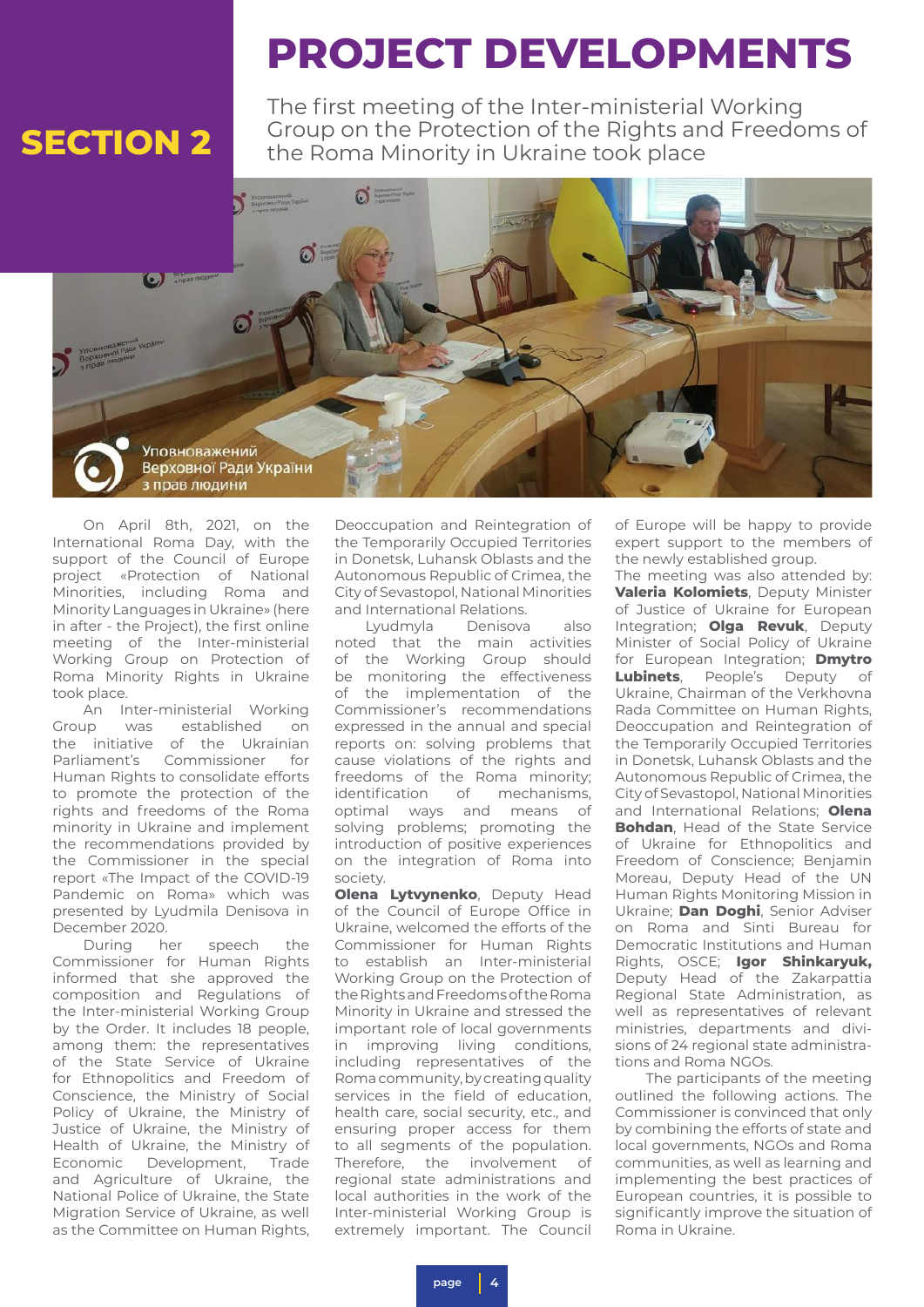# SECTION 2

# PROJECT DEVELOPMENTS

## The first meeting of the Inter-ministerial Working Group on the Protection of the Rights and Freedoms of the Roma Minority in Ukraine took place

On April 8th, 2021, on the International Roma Day, with the support of the Council of Europe project «Protection of National Minorities, including Roma and Minority Languages in Ukraine» (here in after - the Project), the first online meeting of the Inter-ministerial Working Group on Protection of Roma Minority Rights in Ukraine took place.

An Inter-ministerial Working Group was established on the initiative of the Ukrainian Parliament's Commissioner for Human Rights to consolidate efforts to promote the protection of the rights and freedoms of the Roma minority in Ukraine and implement the recommendations provided by the Commissioner in the special report «The Impact of the COVID-19 Pandemic on Roma» which was presented by Lyudmila Denisova in December 2020.

During her speech the Commissioner for Human Rights informed that she approved the composition and Regulations of the Inter-ministerial Working Group by the Order. It includes 18 people, among them: the representatives of the State Service of Ukraine for Ethnopolitics and Freedom of Conscience, the Ministry of Social Policy of Ukraine, the Ministry of Justice of Ukraine, the Ministry of Health of Ukraine, the Ministry of Economic Development, Trade and Agriculture of Ukraine, the National Police of Ukraine, the State Migration Service of Ukraine, as well as the Committee on Human Rights, Deoccupation and Reintegration of the Temporarily Occupied Territories in Donetsk, Luhansk Oblasts and the Autonomous Republic of Crimea, the City of Sevastopol, National Minorities and International Relations.

Lyudmyla Denisova also noted that the main activities of the Working Group should be monitoring the effectiveness of the implementation of the Commissioner's recommendations expressed in the annual and special reports on: solving problems that cause violations of the rights and freedoms of the Roma minority; identification of mechanisms, optimal ways and means of solving problems; promoting the introduction of positive experiences on the integration of Roma into society.

**Olena Lytvynenko**, Deputy Head of the Council of Europe Office in Ukraine, welcomed the efforts of the Commissioner for Human Rights to establish an Inter-ministerial Working Group on the Protection of the Rights and Freedoms of the Roma Minority in Ukraine and stressed the important role of local governments in improving living conditions, including representatives of the Roma community, by creating quality services in the field of education, health care, social security, etc., and ensuring proper access for them to all segments of the population. Therefore, the involvement of regional state administrations and local authorities in the work of the Inter-ministerial Working Group is extremely important. The Council of Europe will be happy to provide expert support to the members of the newly established group.

The meeting was also attended by: **Valeria Kolomiets**, Deputy Minister of Justice of Ukraine for European Integration; **Olga Revuk**, Deputy Minister of Social Policy of Ukraine for European Integration; **Dmytro Lubinets**, People's Deputy of Ukraine, Chairman of the Verkhovna Rada Committee on Human Rights, Deoccupation and Reintegration of the Temporarily Occupied Territories in Donetsk, Luhansk Oblasts and the Autonomous Republic of Crimea, the City of Sevastopol, National Minorities and International Relations; **Olena Bohdan**, Head of the State Service of Ukraine for Ethnopolitics and Freedom of Conscience; Benjamin Moreau, Deputy Head of the UN Human Rights Monitoring Mission in Ukraine; **Dan Doghi**, Senior Adviser on Roma and Sinti Bureau for Democratic Institutions and Human Rights, OSCE; **Igor Shinkaryuk,** Deputy Head of the Zakarpattia Regional State Administration, as well as representatives of relevant ministries, departments and divisions of 24 regional state administrations and Roma NGOs.

The participants of the meeting outlined the following actions. The Commissioner is convinced that only by combining the efforts of state and local governments, NGOs and Roma communities, as well as learning and implementing the best practices of European countries, it is possible to significantly improve the situation of Roma in Ukraine.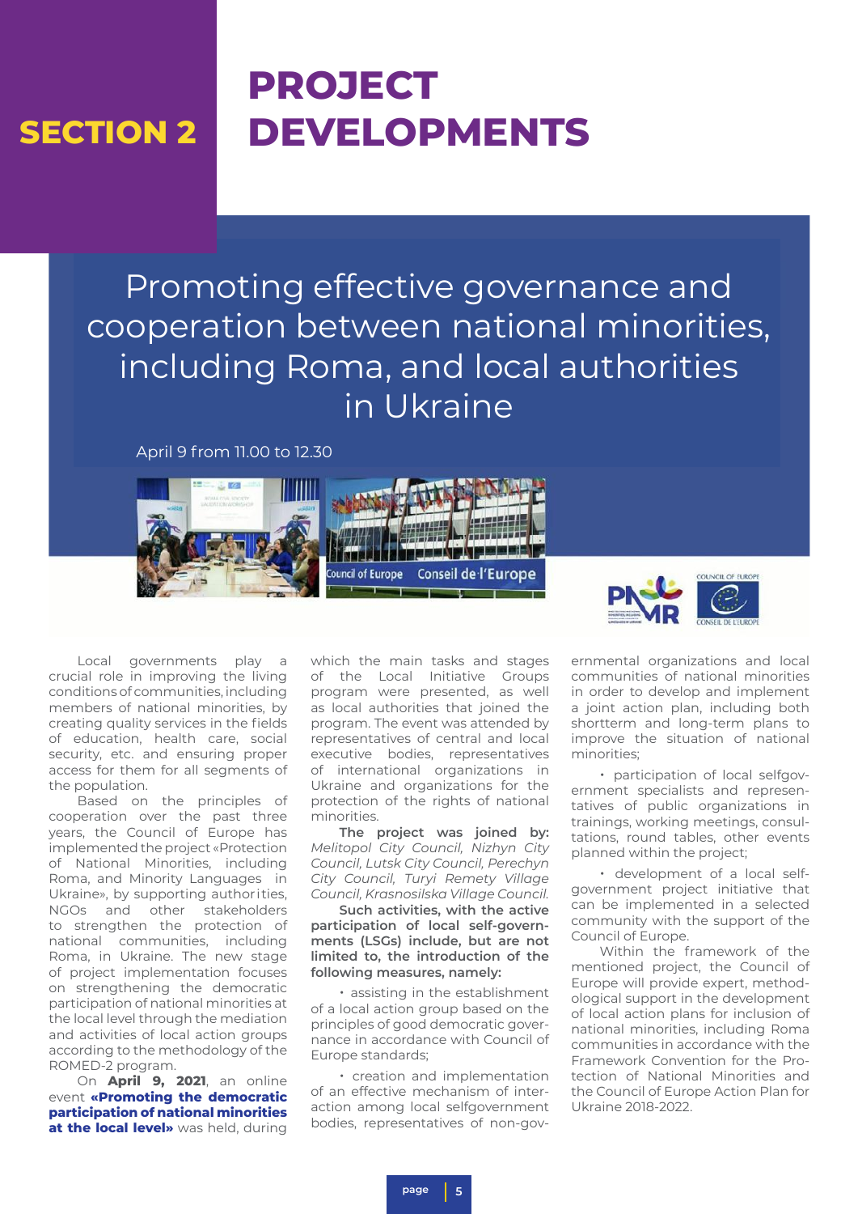# SECTION 2 PROJECT DEVELOPMENTS

## Promoting effective governance and cooperation between national minorities, including Roma, and local authorities in Ukraine

April 9 from 11.00 to 12.30

Local governments play a crucial role in improving the living conditions of communities, including members of national minorities, by creating quality services in the fields of education, health care, social security, etc. and ensuring proper access for them for all segments of the population.

Based on the principles of cooperation over the past three years, the Council of Europe has implemented the project «Protection of National Minorities, including Roma, and Minority Languages in Ukraine», by supporting authorities, NGOs and other stakeholders to strengthen the protection of national communities, including Roma, in Ukraine. The new stage of project implementation focuses on strengthening the democratic participation of national minorities at the local level through the mediation and activities of local action groups according to the methodology of the ROMED-2 program.

On **April 9, 2021**, an online event **«Promoting the democratic participation of national minorities at the local level»** was held, during which the main tasks and stages of the Local Initiative Groups program were presented, as well as local authorities that joined the program. The event was attended by representatives of central and local executive bodies, representatives of international organizations in Ukraine and organizations for the protection of the rights of national minorities.

**The project was joined by:** *Melitopol City Council, Nizhyn City Council, Lutsk City Council, Perechyn City Council, Turyi Remety Village Council, Krasnosilska Village Council.*

**Such activities, with the active participation of local self-governments (LSGs) include, but are not limited to, the introduction of the following measures, namely:**

- assisting in the establishment of a local action group based on the principles of good democratic governance in accordance with Council of Europe standards;
- creation and implementation of an effective mechanism of interaction among local selfgovernment bodies, representatives of non-governmental organizations and local communities of national minorities in order to develop and implement a joint action plan, including both shortterm and long-term plans to improve the situation of national minorities;
- participation of local selfgovernment specialists and representatives of public organizations in trainings, working meetings, consultations, round tables, other events planned within the project;
- development of a local self-government project initiative that can be implemented in a selected community with the support of the Council of Europe.

Within the framework of the mentioned project, the Council of Europe will provide expert, methodological support in the development of local action plans for inclusion of national minorities, including Roma communities in accordance with the Framework Convention for the Protection of National Minorities and the Council of Europe Action Plan for Ukraine 2018-2022.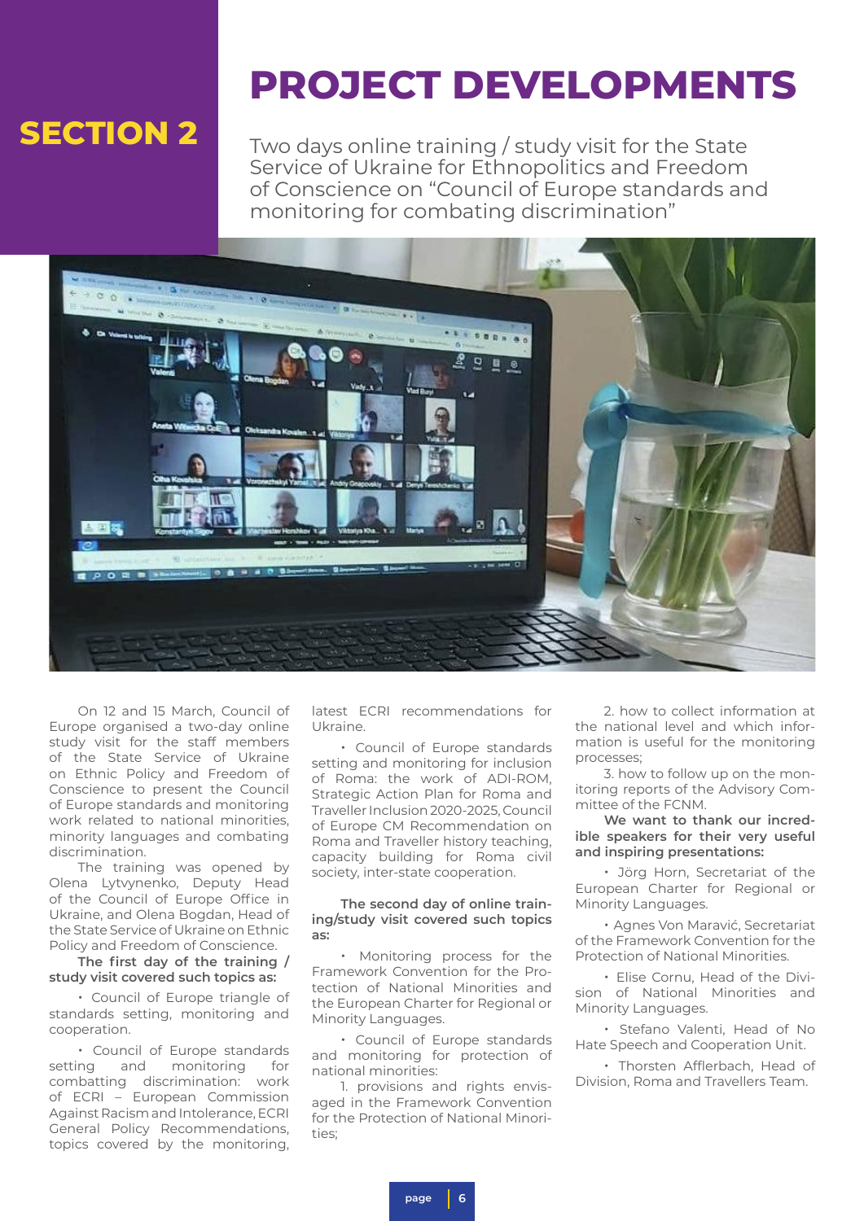# SECTION 2

# PROJECT DEVELOPMENTS

## Two days online training / study visit for the State Service of Ukraine for Ethnopolitics and Freedom of Conscience on "Council of Europe standards and monitoring for combating discrimination"

On 12 and 15 March, Council of Europe organised a two-day online study visit for the staff members of the State Service of Ukraine on Ethnic Policy and Freedom of Conscience to present the Council of Europe standards and monitoring work related to national minorities, minority languages and combating discrimination.

The training was opened by Olena Lytvynenko, Deputy Head of the Council of Europe Office in Ukraine, and Olena Bogdan, Head of the State Service of Ukraine on Ethnic Policy and Freedom of Conscience.

**The first day of the training / study visit covered such topics as:**

- Council of Europe triangle of standards setting, monitoring and cooperation.
- Council of Europe standards setting and monitoring for combatting discrimination: work of ECRI – European Commission Against Racism and Intolerance, ECRI General Policy Recommendations, topics covered by the monitoring, latest ECRI recommendations for Ukraine.
- Council of Europe standards setting and monitoring for inclusion of Roma: the work of ADI-ROM, Strategic Action Plan for Roma and Traveller Inclusion 2020-2025, Council of Europe CM Recommendation on Roma and Traveller history teaching, capacity building for Roma civil society, inter-state cooperation.

**The second day of online training/study visit covered such topics as:**

- Monitoring process for the Framework Convention for the Protection of National Minorities and the European Charter for Regional or Minority Languages.
- Council of Europe standards and monitoring for protection of national minorities:

1. provisions and rights envisaged in the Framework Convention for the Protection of National Minorities;
2. how to collect information at the national level and which information is useful for the monitoring processes;
3. how to follow up on the monitoring reports of the Advisory Committee of the FCNM.

**We want to thank our incredible speakers for their very useful and inspiring presentations:**

- Jörg Horn, Secretariat of the European Charter for Regional or Minority Languages.
- Agnes Von Maravić, Secretariat of the Framework Convention for the Protection of National Minorities.
- Elise Cornu, Head of the Division of National Minorities and Minority Languages.
- Stefano Valenti, Head of No Hate Speech and Cooperation Unit.
- Thorsten Afflerbach, Head of Division, Roma and Travellers Team.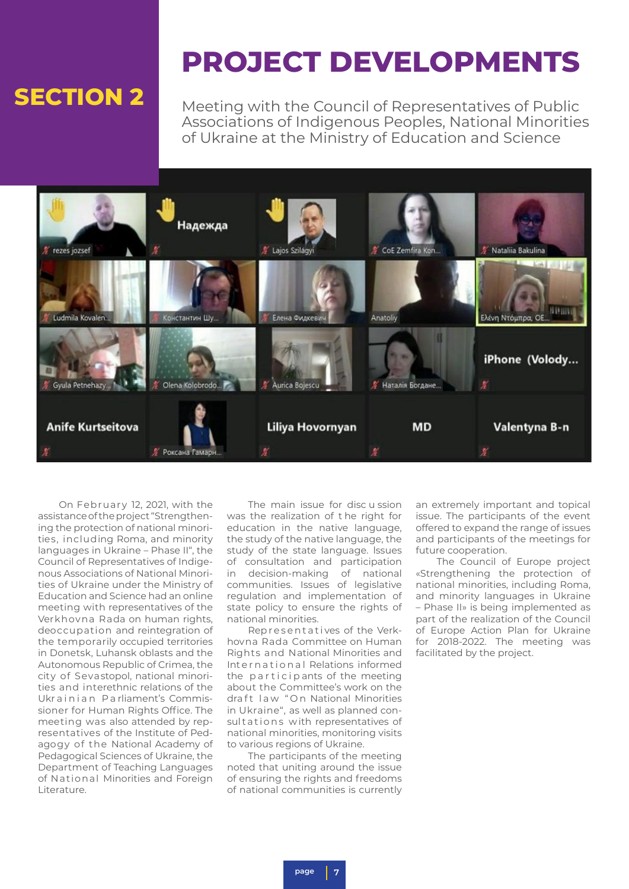# SECTION 2

# PROJECT DEVELOPMENTS

## Meeting with the Council of Representatives of Public Associations of Indigenous Peoples, National Minorities of Ukraine at the Ministry of Education and Science

On February 12, 2021, with the assistance of the project "Strengthening the protection of national minorities, including Roma, and minority languages in Ukraine – Phase II", the Council of Representatives of Indigenous Associations of National Minorities of Ukraine under the Ministry of Education and Science had an online meeting with representatives of the Verkhovna Rada on human rights, deoccupation and reintegration of the temporarily occupied territories in Donetsk, Luhansk oblasts and the Autonomous Republic of Crimea, the city of Sevastopol, national minorities and interethnic relations of the Ukrainian Parliament's Commissioner for Human Rights Office. The meeting was also attended by representatives of the Institute of Pedagogy of the National Academy of Pedagogical Sciences of Ukraine, the Department of Teaching Languages of National Minorities and Foreign Literature.

The main issue for discussion was the realization of the right for education in the native language, the study of the native language, the study of the state language. Issues of consultation and participation in decision-making of national communities. Issues of legislative regulation and implementation of state policy to ensure the rights of national minorities.

Representatives of the Verkhovna Rada Committee on Human Rights and National Minorities and International Relations informed the participants of the meeting about the Committee's work on the draft law "On National Minorities in Ukraine", as well as planned consultations with representatives of national minorities, monitoring visits to various regions of Ukraine.

The participants of the meeting noted that uniting around the issue of ensuring the rights and freedoms of national communities is currently an extremely important and topical issue. The participants of the event offered to expand the range of issues and participants of the meetings for future cooperation.

The Council of Europe project «Strengthening the protection of national minorities, including Roma, and minority languages in Ukraine – Phase II» is being implemented as part of the realization of the Council of Europe Action Plan for Ukraine for 2018-2022. The meeting was facilitated by the project.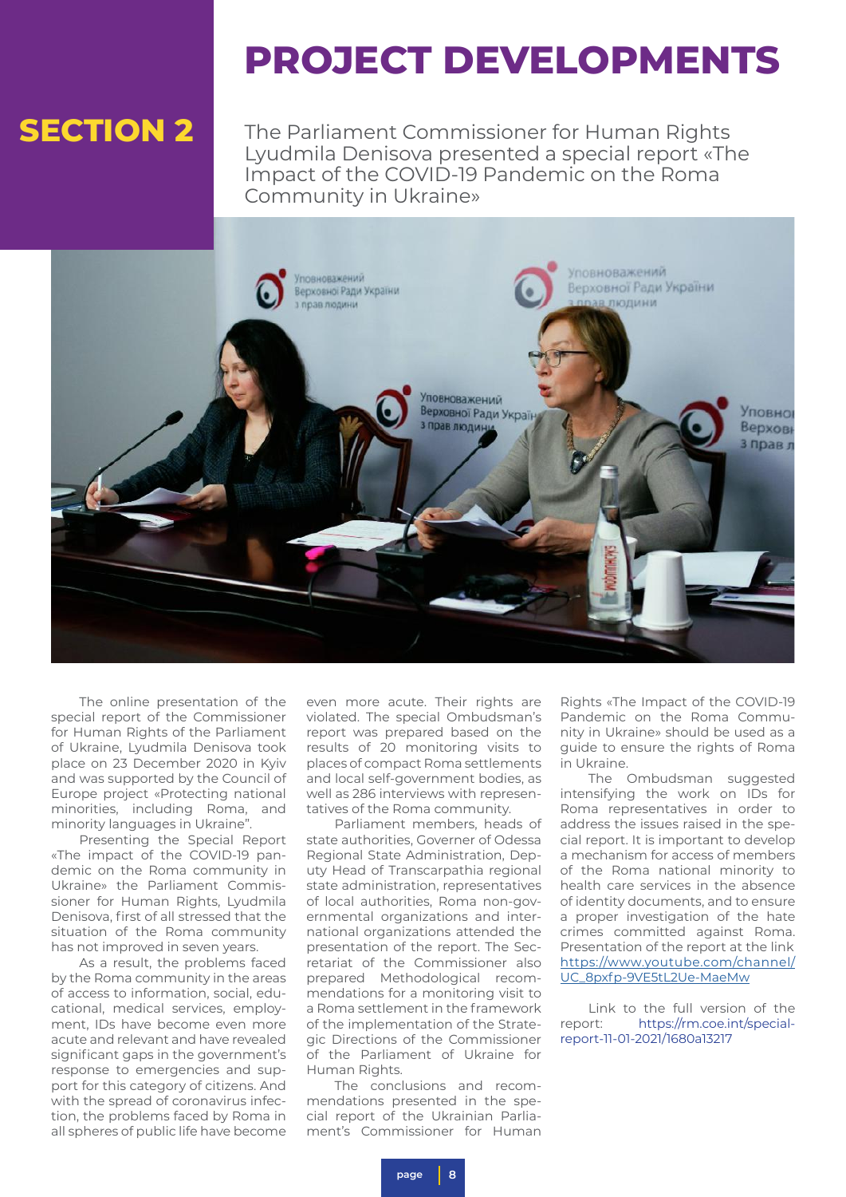# PROJECT DEVELOPMENTS

## SECTION 2

The Parliament Commissioner for Human Rights Lyudmila Denisova presented a special report «The Impact of the COVID-19 Pandemic on the Roma Community in Ukraine»

The online presentation of the special report of the Commissioner for Human Rights of the Parliament of Ukraine, Lyudmila Denisova took place on 23 December 2020 in Kyiv and was supported by the Council of Europe project «Protecting national minorities, including Roma, and minority languages in Ukraine".

Presenting the Special Report «The impact of the COVID-19 pandemic on the Roma community in Ukraine» the Parliament Commissioner for Human Rights, Lyudmila Denisova, first of all stressed that the situation of the Roma community has not improved in seven years.

As a result, the problems faced by the Roma community in the areas of access to information, social, educational, medical services, employment, IDs have become even more acute and relevant and have revealed significant gaps in the government's response to emergencies and support for this category of citizens. And with the spread of coronavirus infection, the problems faced by Roma in all spheres of public life have become even more acute. Their rights are violated. The special Ombudsman's report was prepared based on the results of 20 monitoring visits to places of compact Roma settlements and local self-government bodies, as well as 286 interviews with representatives of the Roma community.

Parliament members, heads of state authorities, Governer of Odessa Regional State Administration, Deputy Head of Transcarpathia regional state administration, representatives of local authorities, Roma non-governmental organizations and international organizations attended the presentation of the report. The Secretariat of the Commissioner also prepared Methodological recommendations for a monitoring visit to a Roma settlement in the framework of the implementation of the Strategic Directions of the Commissioner of the Parliament of Ukraine for Human Rights.

The conclusions and recommendations presented in the special report of the Ukrainian Parliament's Commissioner for Human Rights «The Impact of the COVID-19 Pandemic on the Roma Community in Ukraine» should be used as a guide to ensure the rights of Roma in Ukraine.

The Ombudsman suggested intensifying the work on IDs for Roma representatives in order to address the issues raised in the special report. It is important to develop a mechanism for access of members of the Roma national minority to health care services in the absence of identity documents, and to ensure a proper investigation of the hate crimes committed against Roma. Presentation of the report at the link https://www.youtube.com/channel/UC_8pxfp-9VE5tL2Ue-MaeMw

Link to the full version of the report: https://rm.coe.int/special-report-11-01-2021/1680a13217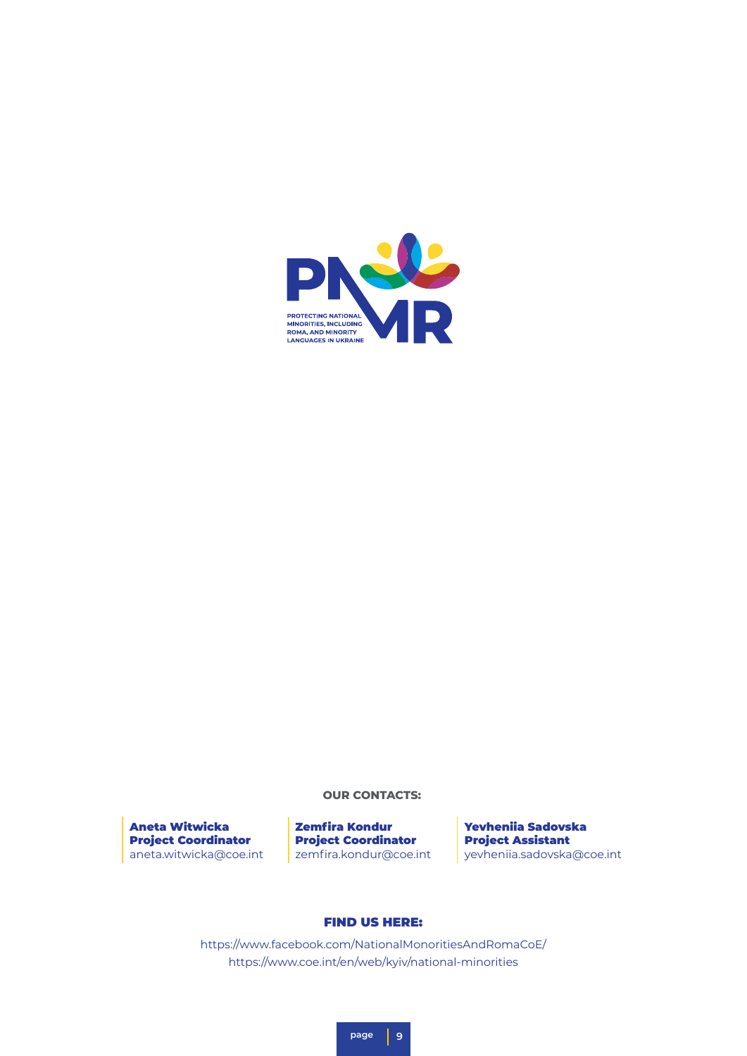PNMR

PROTECTING NATIONAL MINORITIES, INCLUDING ROMA, AND MINORITY LANGUAGES IN UKRAINE

**OUR CONTACTS:**

**Aneta Witwicka**
**Project Coordinator**
aneta.witwicka@coe.int

**Zemfira Kondur**
**Project Coordinator**
zemfira.kondur@coe.int

**Yevheniia Sadovska**
**Project Assistant**
yevheniia.sadovska@coe.int

**FIND US HERE:**

https://www.facebook.com/NationalMonoritiesAndRomaCoE/
https://www.coe.int/en/web/kyiv/national-minorities